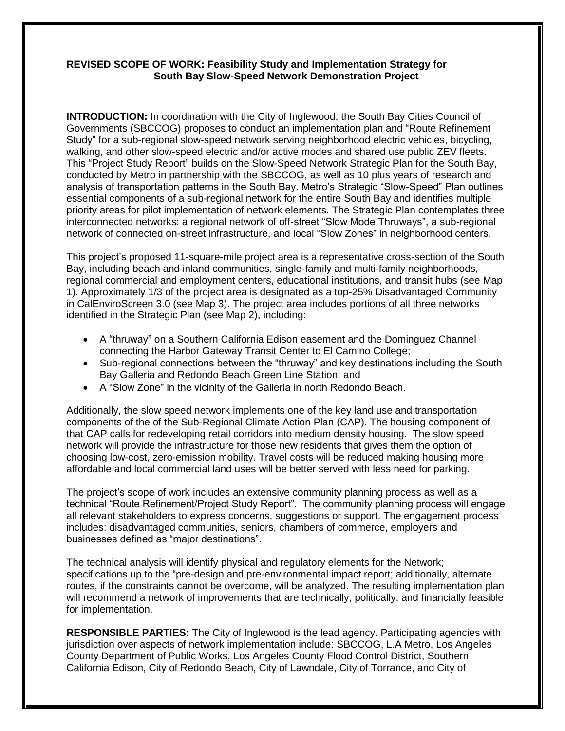**REVISED SCOPE OF WORK: Feasibility Study and Implementation Strategy for South Bay Slow-Speed Network Demonstration Project**

**INTRODUCTION:** In coordination with the City of Inglewood, the South Bay Cities Council of Governments (SBCCOG) proposes to conduct an implementation plan and "Route Refinement Study" for a sub-regional slow-speed network serving neighborhood electric vehicles, bicycling, walking, and other slow-speed electric and/or active modes and shared use public ZEV fleets. This "Project Study Report" builds on the Slow-Speed Network Strategic Plan for the South Bay, conducted by Metro in partnership with the SBCCOG, as well as 10 plus years of research and analysis of transportation patterns in the South Bay. Metro's Strategic "Slow-Speed" Plan outlines essential components of a sub-regional network for the entire South Bay and identifies multiple priority areas for pilot implementation of network elements. The Strategic Plan contemplates three interconnected networks: a regional network of off-street "Slow Mode Thruways", a sub-regional network of connected on-street infrastructure, and local "Slow Zones" in neighborhood centers.

This project's proposed 11-square-mile project area is a representative cross-section of the South Bay, including beach and inland communities, single-family and multi-family neighborhoods, regional commercial and employment centers, educational institutions, and transit hubs (see Map 1). Approximately 1/3 of the project area is designated as a top-25% Disadvantaged Community in CalEnviroScreen 3.0 (see Map 3). The project area includes portions of all three networks identified in the Strategic Plan (see Map 2), including:

- A "thruway" on a Southern California Edison easement and the Dominguez Channel connecting the Harbor Gateway Transit Center to El Camino College;
- Sub-regional connections between the "thruway" and key destinations including the South Bay Galleria and Redondo Beach Green Line Station; and
- A "Slow Zone" in the vicinity of the Galleria in north Redondo Beach.

Additionally, the slow speed network implements one of the key land use and transportation components of the of the Sub-Regional Climate Action Plan (CAP). The housing component of that CAP calls for redeveloping retail corridors into medium density housing. The slow speed network will provide the infrastructure for those new residents that gives them the option of choosing low-cost, zero-emission mobility. Travel costs will be reduced making housing more affordable and local commercial land uses will be better served with less need for parking.

The project's scope of work includes an extensive community planning process as well as a technical "Route Refinement/Project Study Report". The community planning process will engage all relevant stakeholders to express concerns, suggestions or support. The engagement process includes: disadvantaged communities, seniors, chambers of commerce, employers and businesses defined as "major destinations".

The technical analysis will identify physical and regulatory elements for the Network; specifications up to the "pre-design and pre-environmental impact report; additionally, alternate routes, if the constraints cannot be overcome, will be analyzed. The resulting implementation plan will recommend a network of improvements that are technically, politically, and financially feasible for implementation.

**RESPONSIBLE PARTIES:** The City of Inglewood is the lead agency. Participating agencies with jurisdiction over aspects of network implementation include: SBCCOG, L.A Metro, Los Angeles County Department of Public Works, Los Angeles County Flood Control District, Southern California Edison, City of Redondo Beach, City of Lawndale, City of Torrance, and City of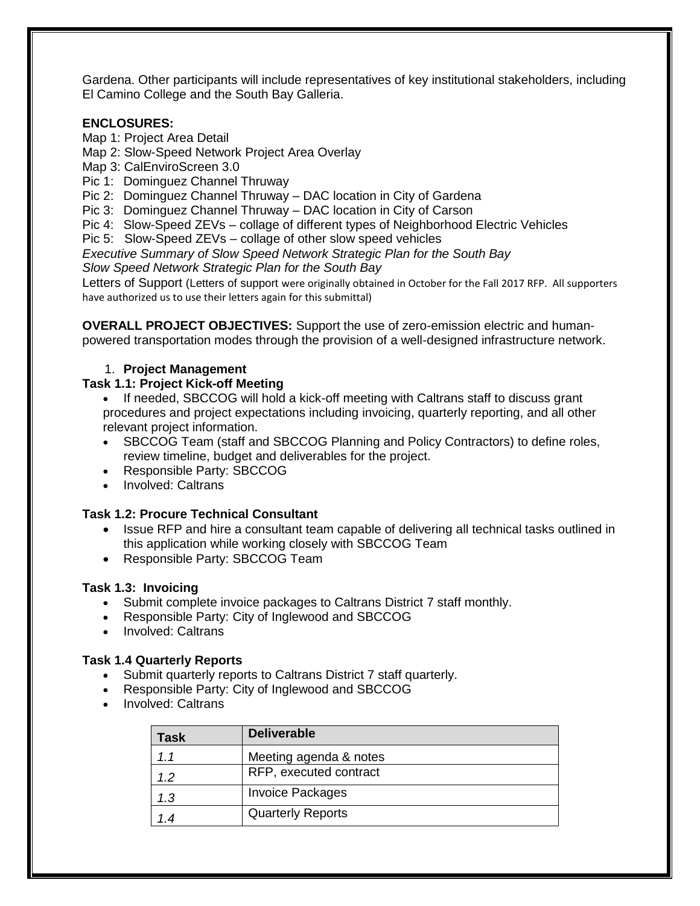Gardena. Other participants will include representatives of key institutional stakeholders, including El Camino College and the South Bay Galleria.

**ENCLOSURES:**

Map 1: Project Area Detail
Map 2: Slow-Speed Network Project Area Overlay
Map 3: CalEnviroScreen 3.0
Pic 1: Dominguez Channel Thruway
Pic 2: Dominguez Channel Thruway – DAC location in City of Gardena
Pic 3: Dominguez Channel Thruway – DAC location in City of Carson
Pic 4: Slow-Speed ZEVs – collage of different types of Neighborhood Electric Vehicles
Pic 5: Slow-Speed ZEVs – collage of other slow speed vehicles
*Executive Summary of Slow Speed Network Strategic Plan for the South Bay*
*Slow Speed Network Strategic Plan for the South Bay*
Letters of Support (Letters of support were originally obtained in October for the Fall 2017 RFP. All supporters have authorized us to use their letters again for this submittal)

**OVERALL PROJECT OBJECTIVES:** Support the use of zero-emission electric and human-powered transportation modes through the provision of a well-designed infrastructure network.

1. **Project Management**

**Task 1.1: Project Kick-off Meeting**

- If needed, SBCCOG will hold a kick-off meeting with Caltrans staff to discuss grant procedures and project expectations including invoicing, quarterly reporting, and all other relevant project information.
- SBCCOG Team (staff and SBCCOG Planning and Policy Contractors) to define roles, review timeline, budget and deliverables for the project.
- Responsible Party: SBCCOG
- Involved: Caltrans

**Task 1.2: Procure Technical Consultant**

- Issue RFP and hire a consultant team capable of delivering all technical tasks outlined in this application while working closely with SBCCOG Team
- Responsible Party: SBCCOG Team

**Task 1.3: Invoicing**

- Submit complete invoice packages to Caltrans District 7 staff monthly.
- Responsible Party: City of Inglewood and SBCCOG
- Involved: Caltrans

**Task 1.4 Quarterly Reports**

- Submit quarterly reports to Caltrans District 7 staff quarterly.
- Responsible Party: City of Inglewood and SBCCOG
- Involved: Caltrans

| Task | Deliverable |
|---|---|
| *1.1* | Meeting agenda & notes |
| *1.2* | RFP, executed contract |
| *1.3* | Invoice Packages |
| *1.4* | Quarterly Reports |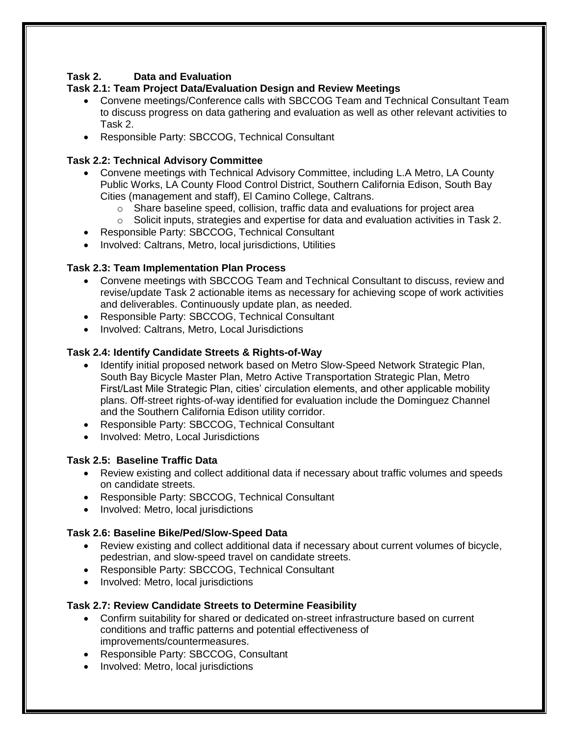## Task 2. Data and Evaluation

### Task 2.1: Team Project Data/Evaluation Design and Review Meetings

- Convene meetings/Conference calls with SBCCOG Team and Technical Consultant Team to discuss progress on data gathering and evaluation as well as other relevant activities to Task 2.
- Responsible Party: SBCCOG, Technical Consultant

### Task 2.2: Technical Advisory Committee

- Convene meetings with Technical Advisory Committee, including L.A Metro, LA County Public Works, LA County Flood Control District, Southern California Edison, South Bay Cities (management and staff), El Camino College, Caltrans.
  - Share baseline speed, collision, traffic data and evaluations for project area
  - Solicit inputs, strategies and expertise for data and evaluation activities in Task 2.
- Responsible Party: SBCCOG, Technical Consultant
- Involved: Caltrans, Metro, local jurisdictions, Utilities

### Task 2.3: Team Implementation Plan Process

- Convene meetings with SBCCOG Team and Technical Consultant to discuss, review and revise/update Task 2 actionable items as necessary for achieving scope of work activities and deliverables. Continuously update plan, as needed.
- Responsible Party: SBCCOG, Technical Consultant
- Involved: Caltrans, Metro, Local Jurisdictions

### Task 2.4: Identify Candidate Streets & Rights-of-Way

- Identify initial proposed network based on Metro Slow-Speed Network Strategic Plan, South Bay Bicycle Master Plan, Metro Active Transportation Strategic Plan, Metro First/Last Mile Strategic Plan, cities' circulation elements, and other applicable mobility plans. Off-street rights-of-way identified for evaluation include the Dominguez Channel and the Southern California Edison utility corridor.
- Responsible Party: SBCCOG, Technical Consultant
- Involved: Metro, Local Jurisdictions

### Task 2.5: Baseline Traffic Data

- Review existing and collect additional data if necessary about traffic volumes and speeds on candidate streets.
- Responsible Party: SBCCOG, Technical Consultant
- Involved: Metro, local jurisdictions

### Task 2.6: Baseline Bike/Ped/Slow-Speed Data

- Review existing and collect additional data if necessary about current volumes of bicycle, pedestrian, and slow-speed travel on candidate streets.
- Responsible Party: SBCCOG, Technical Consultant
- Involved: Metro, local jurisdictions

### Task 2.7: Review Candidate Streets to Determine Feasibility

- Confirm suitability for shared or dedicated on-street infrastructure based on current conditions and traffic patterns and potential effectiveness of improvements/countermeasures.
- Responsible Party: SBCCOG, Consultant
- Involved: Metro, local jurisdictions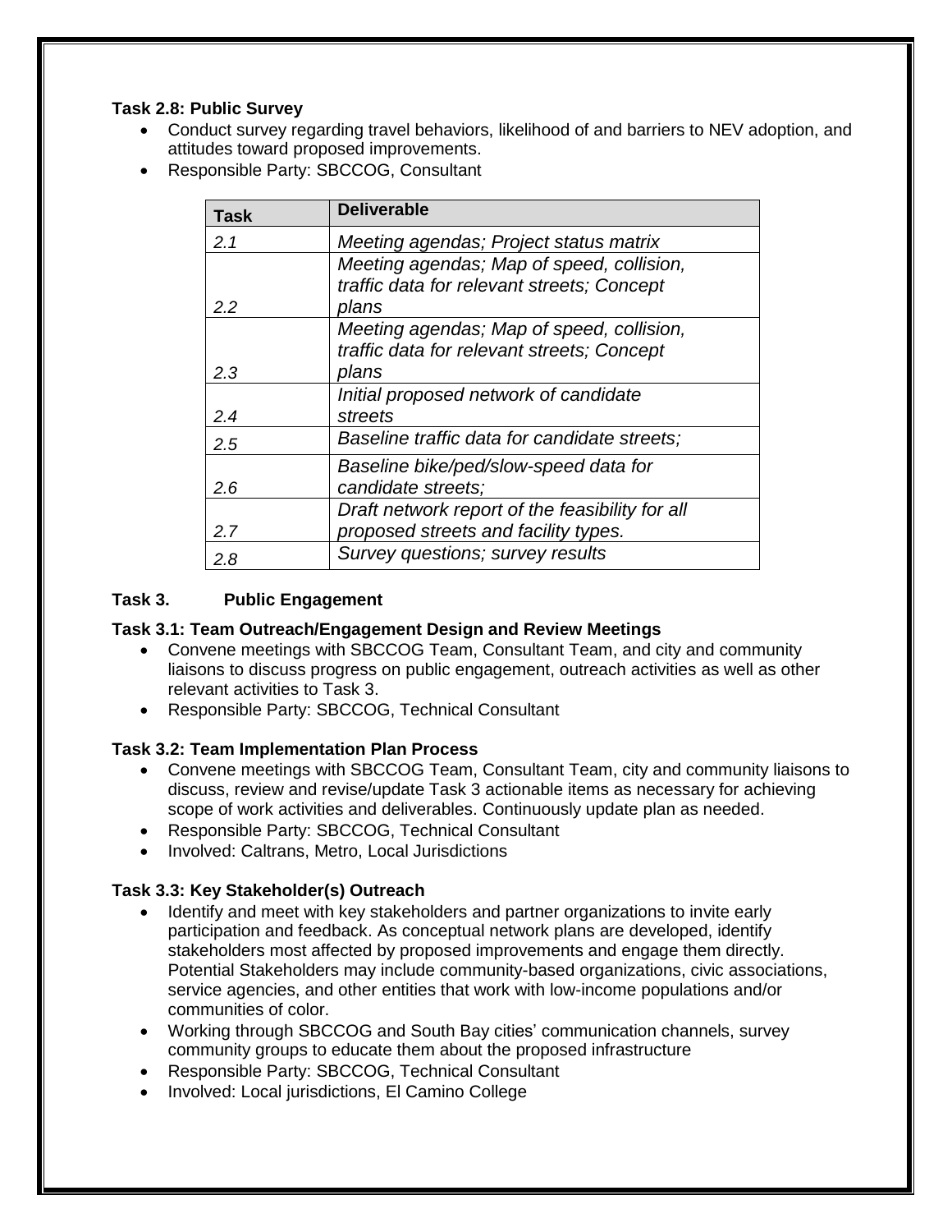**Task 2.8: Public Survey**

- Conduct survey regarding travel behaviors, likelihood of and barriers to NEV adoption, and attitudes toward proposed improvements.
- Responsible Party: SBCCOG, Consultant

| Task | Deliverable |
|---|---|
| *2.1* | *Meeting agendas; Project status matrix* |
| *2.2* | *Meeting agendas; Map of speed, collision, traffic data for relevant streets; Concept plans* |
| *2.3* | *Meeting agendas; Map of speed, collision, traffic data for relevant streets; Concept plans* |
| *2.4* | *Initial proposed network of candidate streets* |
| *2.5* | *Baseline traffic data for candidate streets;* |
| *2.6* | *Baseline bike/ped/slow-speed data for candidate streets;* |
| *2.7* | *Draft network report of the feasibility for all proposed streets and facility types.* |
| *2.8* | *Survey questions; survey results* |

## Task 3. Public Engagement

**Task 3.1: Team Outreach/Engagement Design and Review Meetings**

- Convene meetings with SBCCOG Team, Consultant Team, and city and community liaisons to discuss progress on public engagement, outreach activities as well as other relevant activities to Task 3.
- Responsible Party: SBCCOG, Technical Consultant

**Task 3.2: Team Implementation Plan Process**

- Convene meetings with SBCCOG Team, Consultant Team, city and community liaisons to discuss, review and revise/update Task 3 actionable items as necessary for achieving scope of work activities and deliverables. Continuously update plan as needed.
- Responsible Party: SBCCOG, Technical Consultant
- Involved: Caltrans, Metro, Local Jurisdictions

**Task 3.3: Key Stakeholder(s) Outreach**

- Identify and meet with key stakeholders and partner organizations to invite early participation and feedback. As conceptual network plans are developed, identify stakeholders most affected by proposed improvements and engage them directly. Potential Stakeholders may include community-based organizations, civic associations, service agencies, and other entities that work with low-income populations and/or communities of color.
- Working through SBCCOG and South Bay cities' communication channels, survey community groups to educate them about the proposed infrastructure
- Responsible Party: SBCCOG, Technical Consultant
- Involved: Local jurisdictions, El Camino College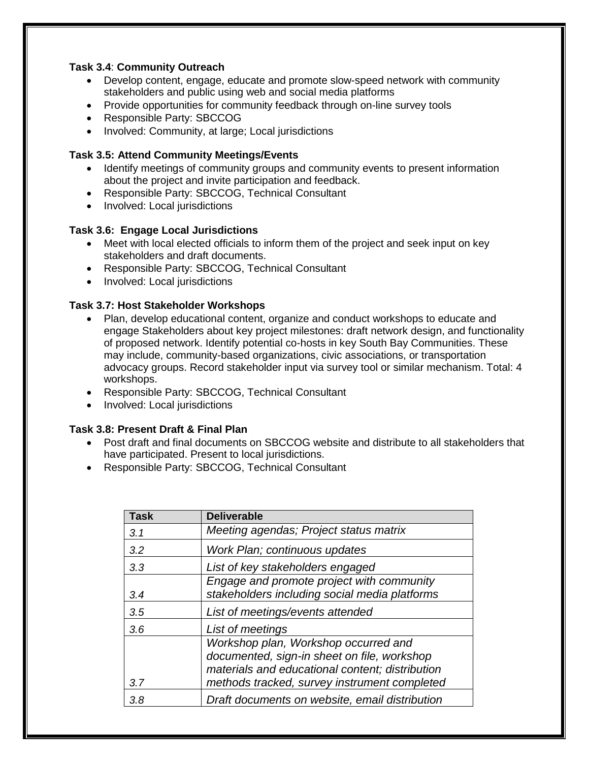**Task 3.4**: **Community Outreach**

- Develop content, engage, educate and promote slow-speed network with community stakeholders and public using web and social media platforms
- Provide opportunities for community feedback through on-line survey tools
- Responsible Party: SBCCOG
- Involved: Community, at large; Local jurisdictions

**Task 3.5: Attend Community Meetings/Events**

- Identify meetings of community groups and community events to present information about the project and invite participation and feedback.
- Responsible Party: SBCCOG, Technical Consultant
- Involved: Local jurisdictions

**Task 3.6: Engage Local Jurisdictions**

- Meet with local elected officials to inform them of the project and seek input on key stakeholders and draft documents.
- Responsible Party: SBCCOG, Technical Consultant
- Involved: Local jurisdictions

**Task 3.7: Host Stakeholder Workshops**

- Plan, develop educational content, organize and conduct workshops to educate and engage Stakeholders about key project milestones: draft network design, and functionality of proposed network. Identify potential co-hosts in key South Bay Communities. These may include, community-based organizations, civic associations, or transportation advocacy groups. Record stakeholder input via survey tool or similar mechanism. Total: 4 workshops.
- Responsible Party: SBCCOG, Technical Consultant
- Involved: Local jurisdictions

**Task 3.8: Present Draft & Final Plan**

- Post draft and final documents on SBCCOG website and distribute to all stakeholders that have participated. Present to local jurisdictions.
- Responsible Party: SBCCOG, Technical Consultant

| Task | Deliverable |
|---|---|
| *3.1* | *Meeting agendas; Project status matrix* |
| *3.2* | *Work Plan; continuous updates* |
| *3.3* | *List of key stakeholders engaged* |
| *3.4* | *Engage and promote project with community stakeholders including social media platforms* |
| *3.5* | *List of meetings/events attended* |
| *3.6* | *List of meetings* |
| *3.7* | *Workshop plan, Workshop occurred and documented, sign-in sheet on file, workshop materials and educational content; distribution methods tracked, survey instrument completed* |
| *3.8* | *Draft documents on website, email distribution* |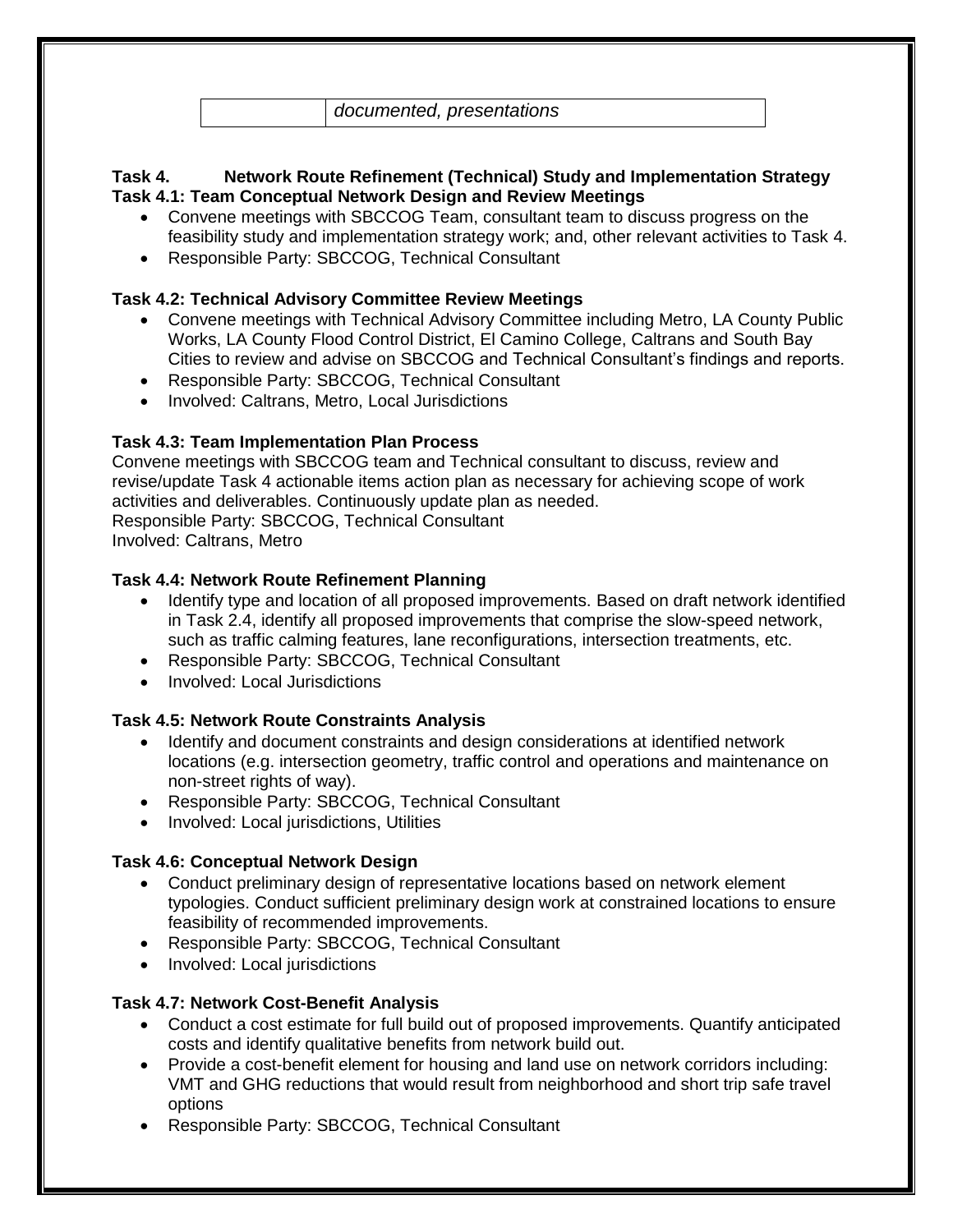| | *documented, presentations* |
|---|---|

**Task 4. Network Route Refinement (Technical) Study and Implementation Strategy**

**Task 4.1: Team Conceptual Network Design and Review Meetings**

- Convene meetings with SBCCOG Team, consultant team to discuss progress on the feasibility study and implementation strategy work; and, other relevant activities to Task 4.
- Responsible Party: SBCCOG, Technical Consultant

**Task 4.2: Technical Advisory Committee Review Meetings**

- Convene meetings with Technical Advisory Committee including Metro, LA County Public Works, LA County Flood Control District, El Camino College, Caltrans and South Bay Cities to review and advise on SBCCOG and Technical Consultant's findings and reports.
- Responsible Party: SBCCOG, Technical Consultant
- Involved: Caltrans, Metro, Local Jurisdictions

**Task 4.3: Team Implementation Plan Process**

Convene meetings with SBCCOG team and Technical consultant to discuss, review and revise/update Task 4 actionable items action plan as necessary for achieving scope of work activities and deliverables. Continuously update plan as needed.
Responsible Party: SBCCOG, Technical Consultant
Involved: Caltrans, Metro

**Task 4.4: Network Route Refinement Planning**

- Identify type and location of all proposed improvements. Based on draft network identified in Task 2.4, identify all proposed improvements that comprise the slow-speed network, such as traffic calming features, lane reconfigurations, intersection treatments, etc.
- Responsible Party: SBCCOG, Technical Consultant
- Involved: Local Jurisdictions

**Task 4.5: Network Route Constraints Analysis**

- Identify and document constraints and design considerations at identified network locations (e.g. intersection geometry, traffic control and operations and maintenance on non-street rights of way).
- Responsible Party: SBCCOG, Technical Consultant
- Involved: Local jurisdictions, Utilities

**Task 4.6: Conceptual Network Design**

- Conduct preliminary design of representative locations based on network element typologies. Conduct sufficient preliminary design work at constrained locations to ensure feasibility of recommended improvements.
- Responsible Party: SBCCOG, Technical Consultant
- Involved: Local jurisdictions

**Task 4.7: Network Cost-Benefit Analysis**

- Conduct a cost estimate for full build out of proposed improvements. Quantify anticipated costs and identify qualitative benefits from network build out.
- Provide a cost-benefit element for housing and land use on network corridors including: VMT and GHG reductions that would result from neighborhood and short trip safe travel options
- Responsible Party: SBCCOG, Technical Consultant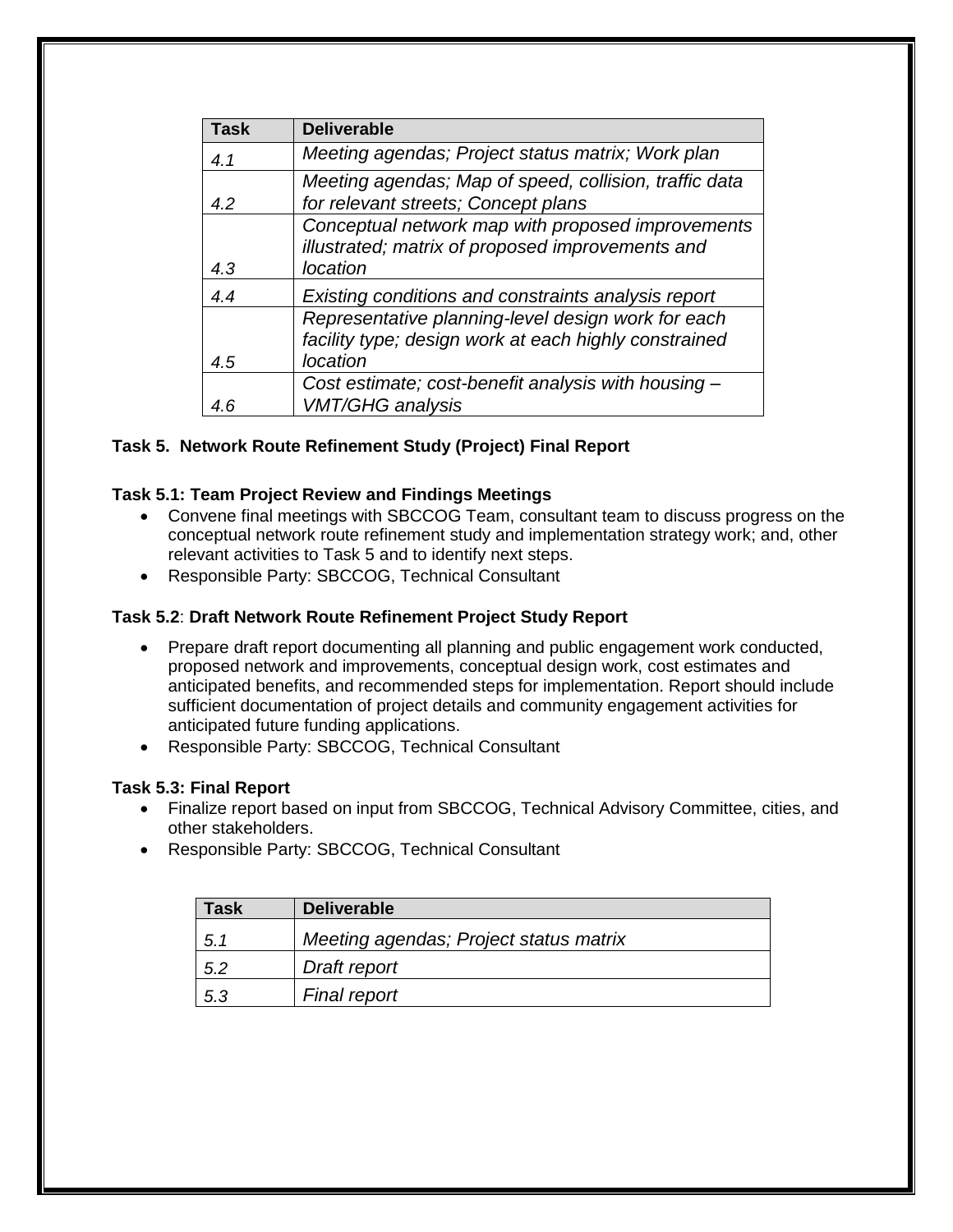| Task | Deliverable |
| --- | --- |
| *4.1* | *Meeting agendas; Project status matrix; Work plan* |
| *4.2* | *Meeting agendas; Map of speed, collision, traffic data for relevant streets; Concept plans* |
| *4.3* | *Conceptual network map with proposed improvements illustrated; matrix of proposed improvements and location* |
| *4.4* | *Existing conditions and constraints analysis report* |
| *4.5* | *Representative planning-level design work for each facility type; design work at each highly constrained location* |
| *4.6* | *Cost estimate; cost-benefit analysis with housing – VMT/GHG analysis* |

### Task 5. Network Route Refinement Study (Project) Final Report

**Task 5.1: Team Project Review and Findings Meetings**

- Convene final meetings with SBCCOG Team, consultant team to discuss progress on the conceptual network route refinement study and implementation strategy work; and, other relevant activities to Task 5 and to identify next steps.
- Responsible Party: SBCCOG, Technical Consultant

**Task 5.2**: **Draft Network Route Refinement Project Study Report**

- Prepare draft report documenting all planning and public engagement work conducted, proposed network and improvements, conceptual design work, cost estimates and anticipated benefits, and recommended steps for implementation. Report should include sufficient documentation of project details and community engagement activities for anticipated future funding applications.
- Responsible Party: SBCCOG, Technical Consultant

**Task 5.3: Final Report**

- Finalize report based on input from SBCCOG, Technical Advisory Committee, cities, and other stakeholders.
- Responsible Party: SBCCOG, Technical Consultant

| Task | Deliverable |
| --- | --- |
| *5.1* | *Meeting agendas; Project status matrix* |
| *5.2* | *Draft report* |
| *5.3* | *Final report* |